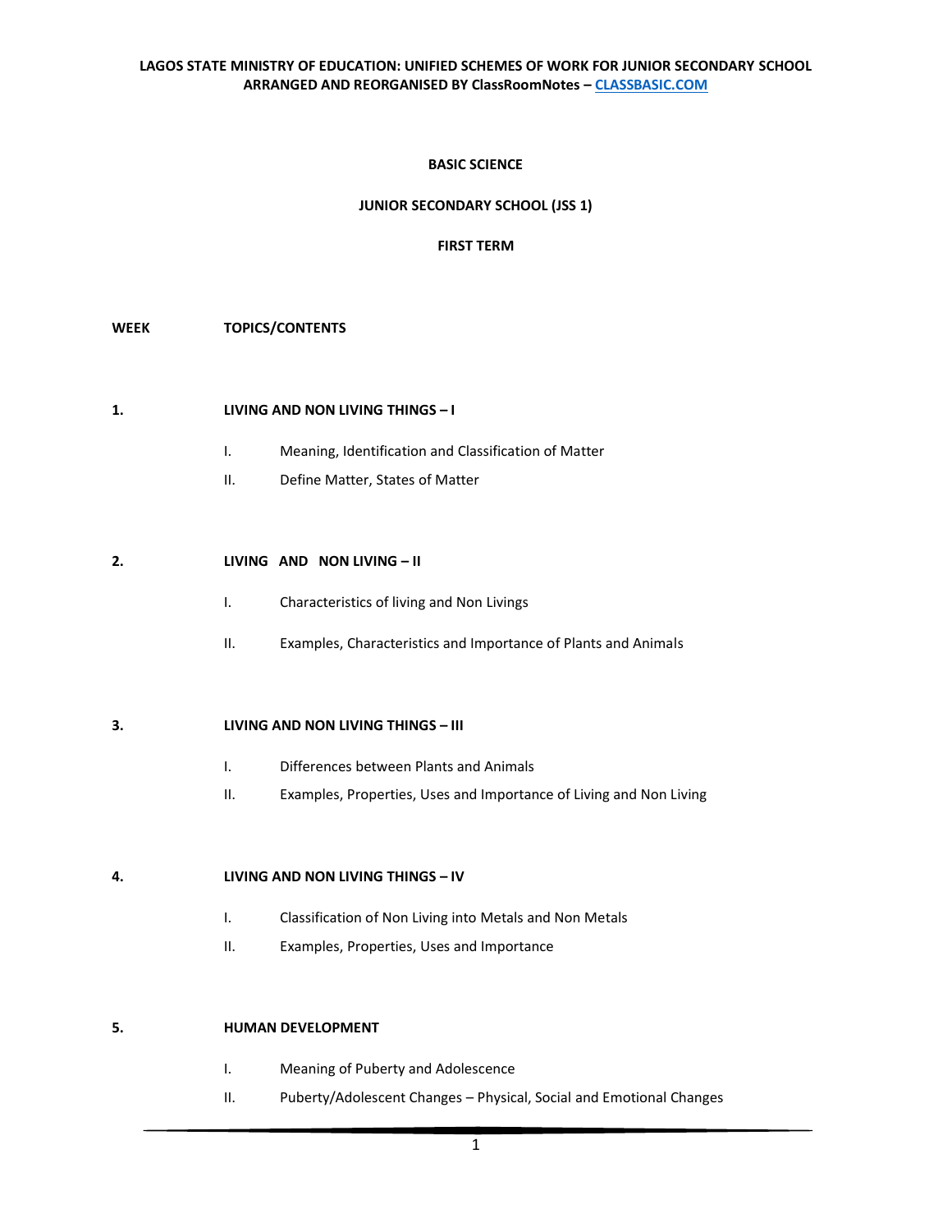**LAGOS STATE MINISTRY OF EDUCATION: UNIFIED SCHEMES OF WORK FOR JUNIOR SECONDARY SCHOOL**
**ARRANGED AND REORGANISED BY ClassRoomNotes – CLASSBASIC.COM**

# BASIC SCIENCE

## JUNIOR SECONDARY SCHOOL (JSS 1)

## FIRST TERM

**WEEK** **TOPICS/CONTENTS**

**1. LIVING AND NON LIVING THINGS – I**

I. Meaning, Identification and Classification of Matter

II. Define Matter, States of Matter

**2. LIVING AND NON LIVING – II**

I. Characteristics of living and Non Livings

II. Examples, Characteristics and Importance of Plants and Animals

**3. LIVING AND NON LIVING THINGS – III**

I. Differences between Plants and Animals

II. Examples, Properties, Uses and Importance of Living and Non Living

**4. LIVING AND NON LIVING THINGS – IV**

I. Classification of Non Living into Metals and Non Metals

II. Examples, Properties, Uses and Importance

**5. HUMAN DEVELOPMENT**

I. Meaning of Puberty and Adolescence

II. Puberty/Adolescent Changes – Physical, Social and Emotional Changes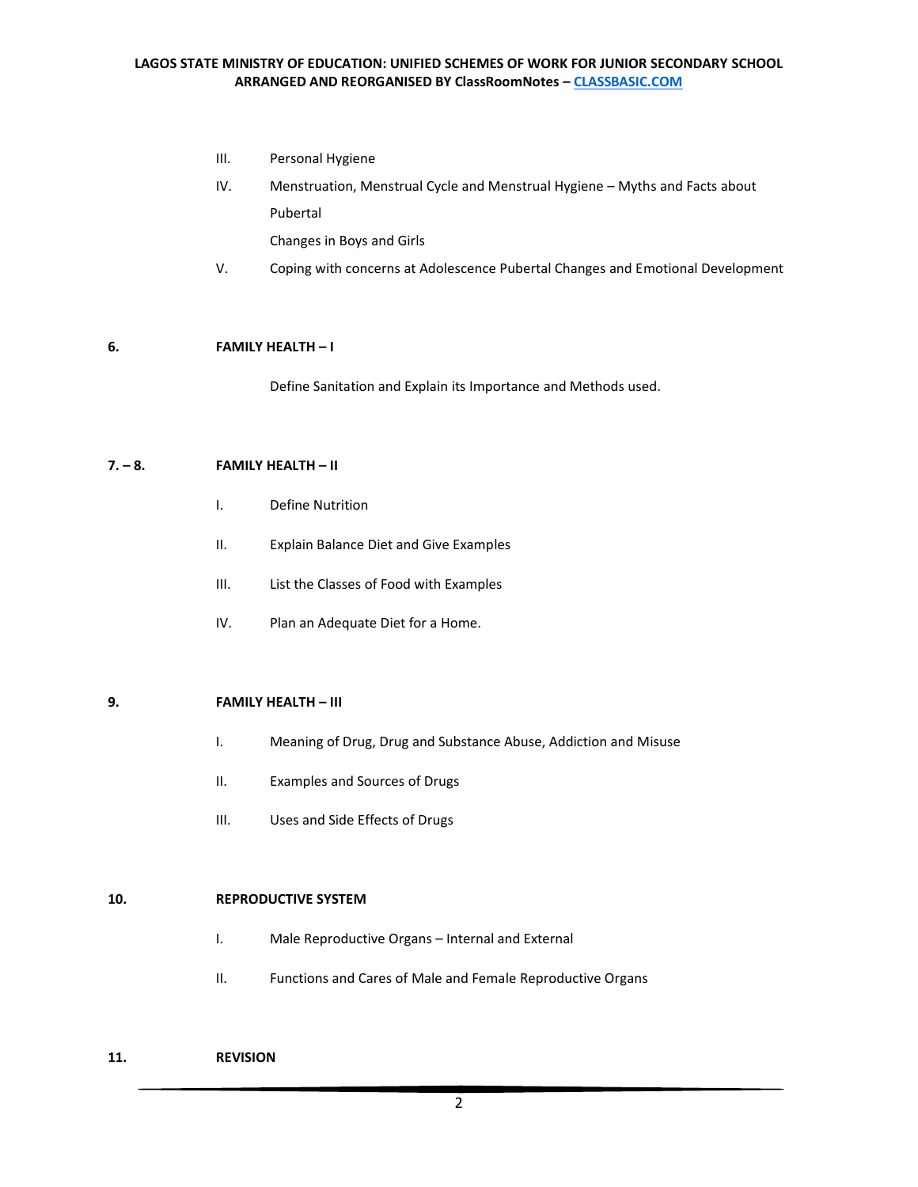III. Personal Hygiene

IV. Menstruation, Menstrual Cycle and Menstrual Hygiene – Myths and Facts about Pubertal
    Changes in Boys and Girls

V. Coping with concerns at Adolescence Pubertal Changes and Emotional Development

**6. FAMILY HEALTH – I**

Define Sanitation and Explain its Importance and Methods used.

**7. – 8. FAMILY HEALTH – II**

I. Define Nutrition

II. Explain Balance Diet and Give Examples

III. List the Classes of Food with Examples

IV. Plan an Adequate Diet for a Home.

**9. FAMILY HEALTH – III**

I. Meaning of Drug, Drug and Substance Abuse, Addiction and Misuse

II. Examples and Sources of Drugs

III. Uses and Side Effects of Drugs

**10. REPRODUCTIVE SYSTEM**

I. Male Reproductive Organs – Internal and External

II. Functions and Cares of Male and Female Reproductive Organs

**11. REVISION**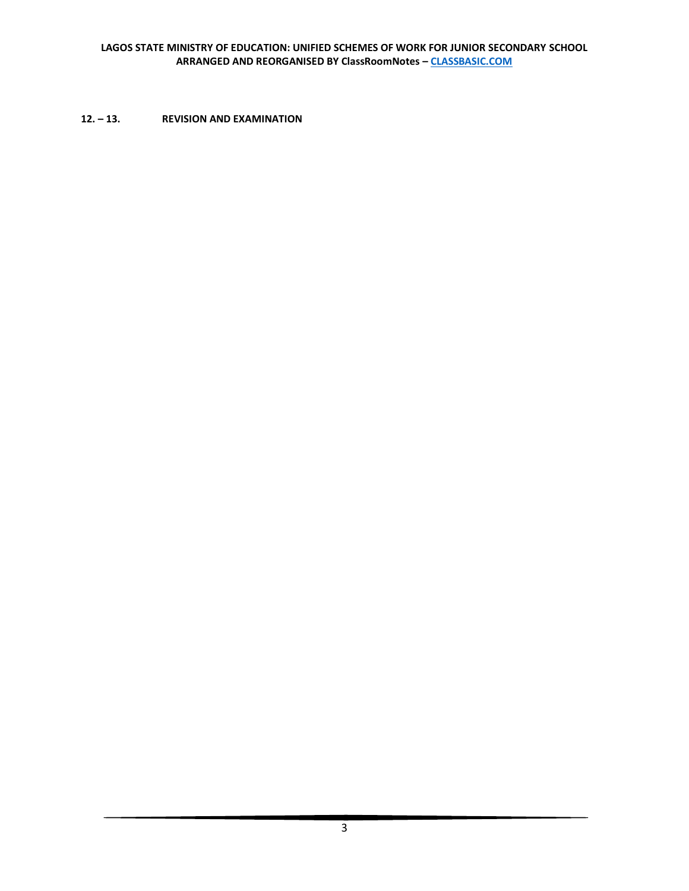12. – 13. REVISION AND EXAMINATION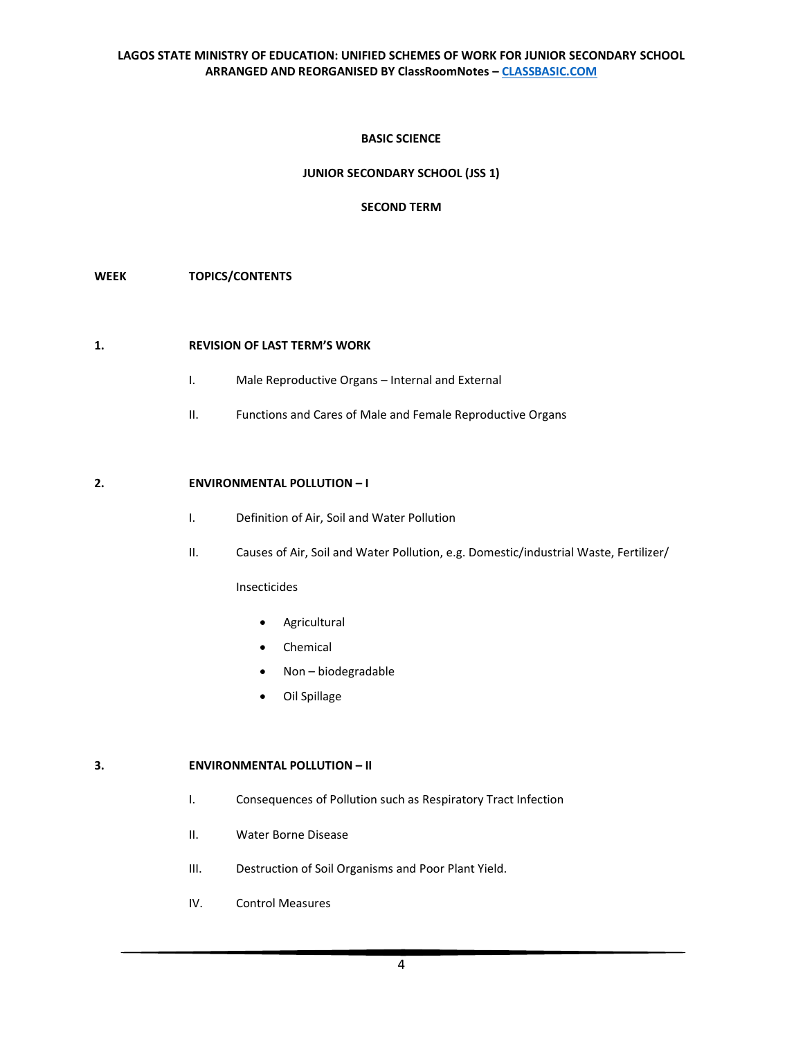**BASIC SCIENCE**

**JUNIOR SECONDARY SCHOOL (JSS 1)**

**SECOND TERM**

**WEEK** **TOPICS/CONTENTS**

**1. REVISION OF LAST TERM'S WORK**

I. Male Reproductive Organs – Internal and External

II. Functions and Cares of Male and Female Reproductive Organs

**2. ENVIRONMENTAL POLLUTION – I**

I. Definition of Air, Soil and Water Pollution

II. Causes of Air, Soil and Water Pollution, e.g. Domestic/industrial Waste, Fertilizer/ Insecticides

- Agricultural
- Chemical
- Non – biodegradable
- Oil Spillage

**3. ENVIRONMENTAL POLLUTION – II**

I. Consequences of Pollution such as Respiratory Tract Infection

II. Water Borne Disease

III. Destruction of Soil Organisms and Poor Plant Yield.

IV. Control Measures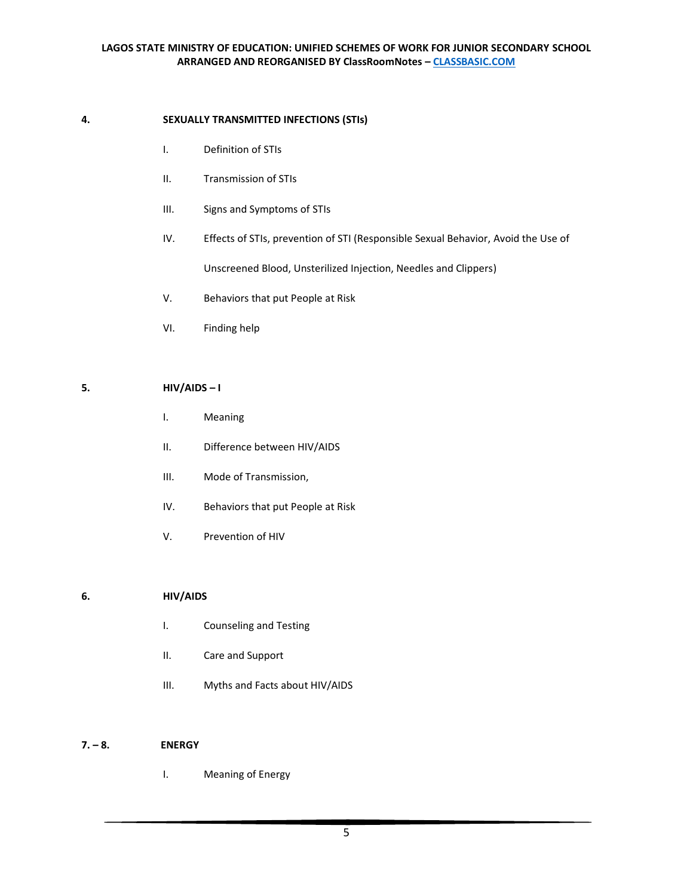**4. SEXUALLY TRANSMITTED INFECTIONS (STIs)**

I. Definition of STIs

II. Transmission of STIs

III. Signs and Symptoms of STIs

IV. Effects of STIs, prevention of STI (Responsible Sexual Behavior, Avoid the Use of Unscreened Blood, Unsterilized Injection, Needles and Clippers)

V. Behaviors that put People at Risk

VI. Finding help

**5. HIV/AIDS – I**

I. Meaning

II. Difference between HIV/AIDS

III. Mode of Transmission,

IV. Behaviors that put People at Risk

V. Prevention of HIV

**6. HIV/AIDS**

I. Counseling and Testing

II. Care and Support

III. Myths and Facts about HIV/AIDS

**7. – 8. ENERGY**

I. Meaning of Energy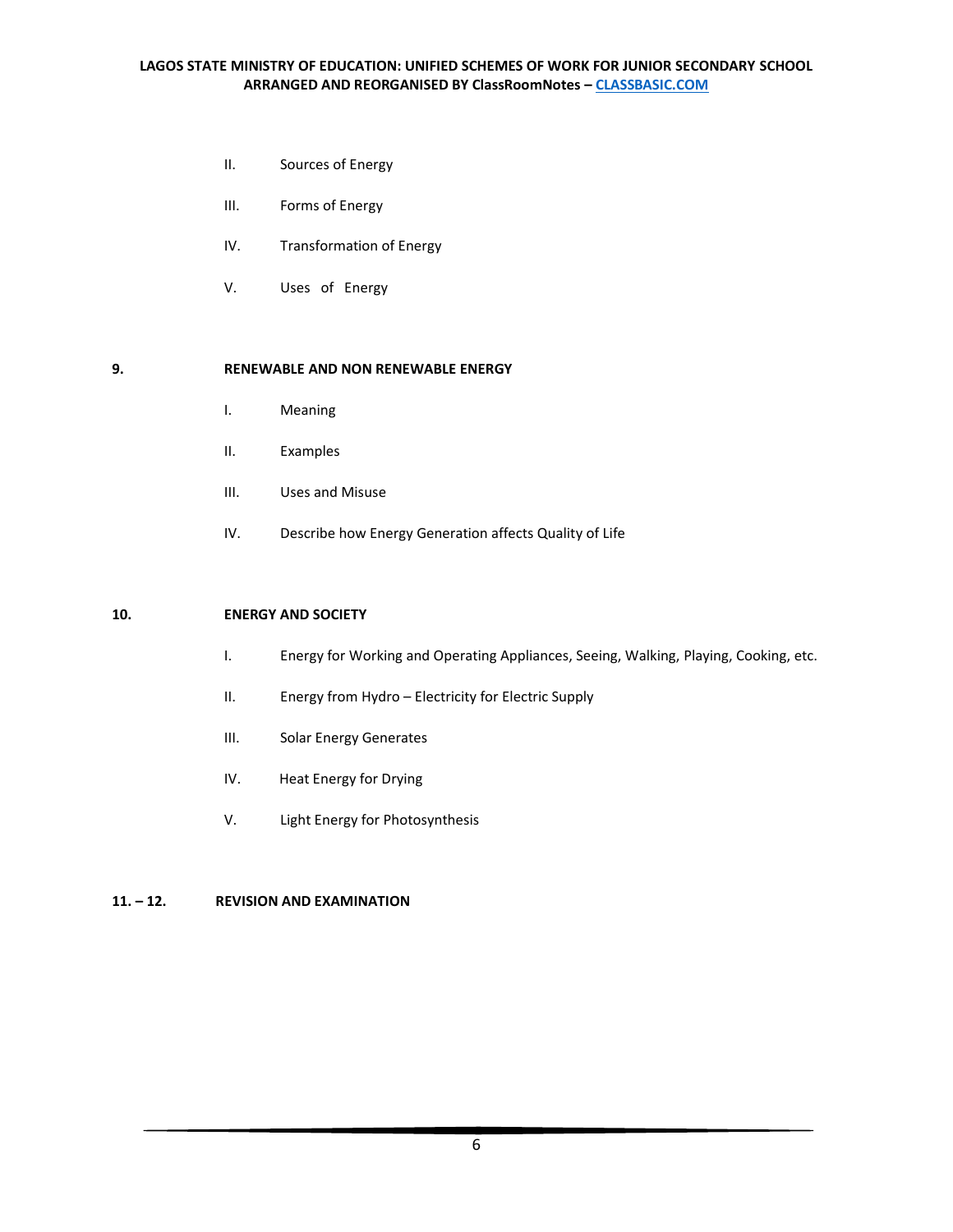II. Sources of Energy

III. Forms of Energy

IV. Transformation of Energy

V. Uses of Energy

**9. RENEWABLE AND NON RENEWABLE ENERGY**

I. Meaning

II. Examples

III. Uses and Misuse

IV. Describe how Energy Generation affects Quality of Life

**10. ENERGY AND SOCIETY**

I. Energy for Working and Operating Appliances, Seeing, Walking, Playing, Cooking, etc.

II. Energy from Hydro – Electricity for Electric Supply

III. Solar Energy Generates

IV. Heat Energy for Drying

V. Light Energy for Photosynthesis

**11. – 12. REVISION AND EXAMINATION**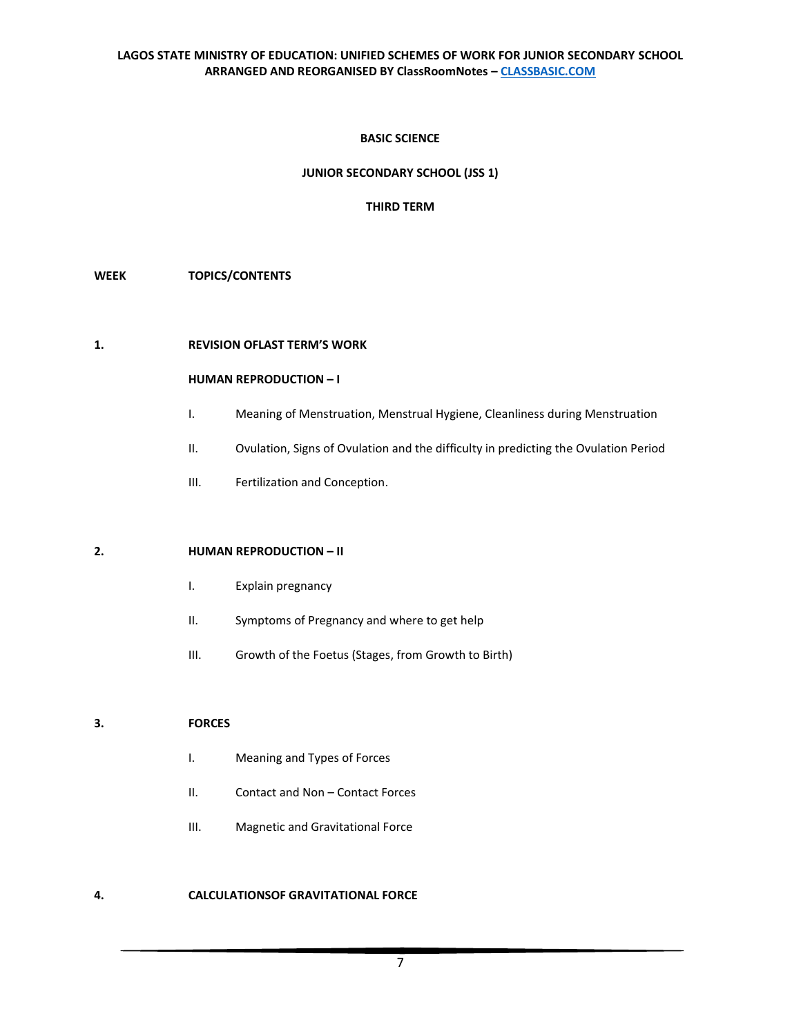# BASIC SCIENCE

## JUNIOR SECONDARY SCHOOL (JSS 1)

## THIRD TERM

**WEEK** **TOPICS/CONTENTS**

**1.** **REVISION OFLAST TERM'S WORK**

**HUMAN REPRODUCTION – I**

- I. Meaning of Menstruation, Menstrual Hygiene, Cleanliness during Menstruation
- II. Ovulation, Signs of Ovulation and the difficulty in predicting the Ovulation Period
- III. Fertilization and Conception.

**2.** **HUMAN REPRODUCTION – II**

- I. Explain pregnancy
- II. Symptoms of Pregnancy and where to get help
- III. Growth of the Foetus (Stages, from Growth to Birth)

**3.** **FORCES**

- I. Meaning and Types of Forces
- II. Contact and Non – Contact Forces
- III. Magnetic and Gravitational Force

**4.** **CALCULATIONSOF GRAVITATIONAL FORCE**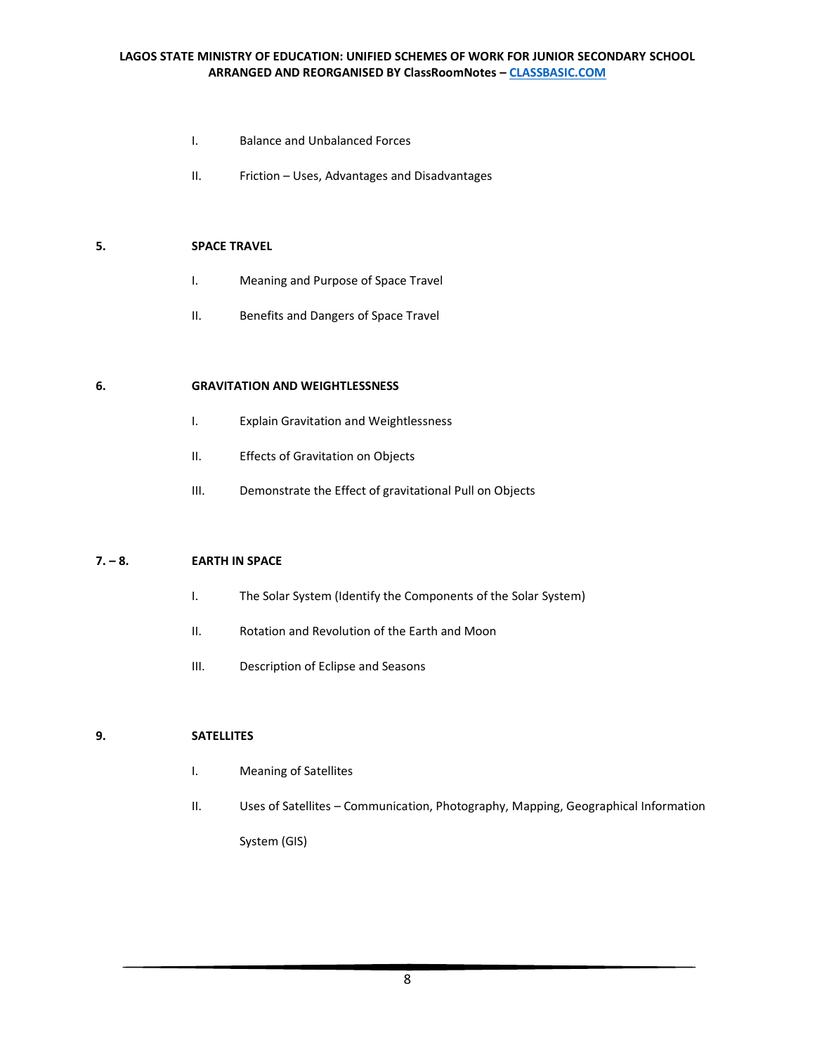I. Balance and Unbalanced Forces

II. Friction – Uses, Advantages and Disadvantages

**5. SPACE TRAVEL**

I. Meaning and Purpose of Space Travel

II. Benefits and Dangers of Space Travel

**6. GRAVITATION AND WEIGHTLESSNESS**

I. Explain Gravitation and Weightlessness

II. Effects of Gravitation on Objects

III. Demonstrate the Effect of gravitational Pull on Objects

**7. – 8. EARTH IN SPACE**

I. The Solar System (Identify the Components of the Solar System)

II. Rotation and Revolution of the Earth and Moon

III. Description of Eclipse and Seasons

**9. SATELLITES**

I. Meaning of Satellites

II. Uses of Satellites – Communication, Photography, Mapping, Geographical Information System (GIS)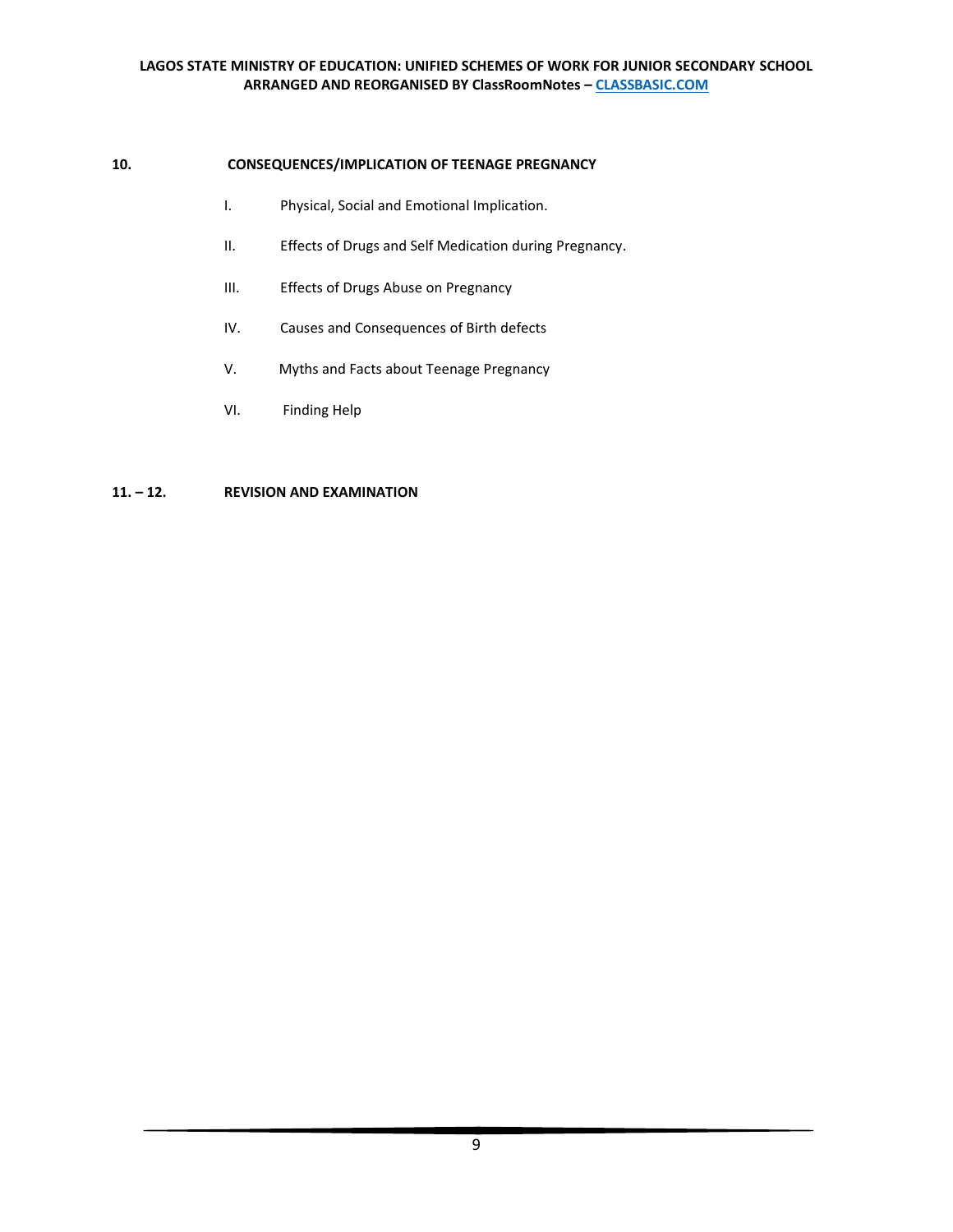**10. CONSEQUENCES/IMPLICATION OF TEENAGE PREGNANCY**

I. Physical, Social and Emotional Implication.

II. Effects of Drugs and Self Medication during Pregnancy.

III. Effects of Drugs Abuse on Pregnancy

IV. Causes and Consequences of Birth defects

V. Myths and Facts about Teenage Pregnancy

VI. Finding Help

**11. – 12. REVISION AND EXAMINATION**